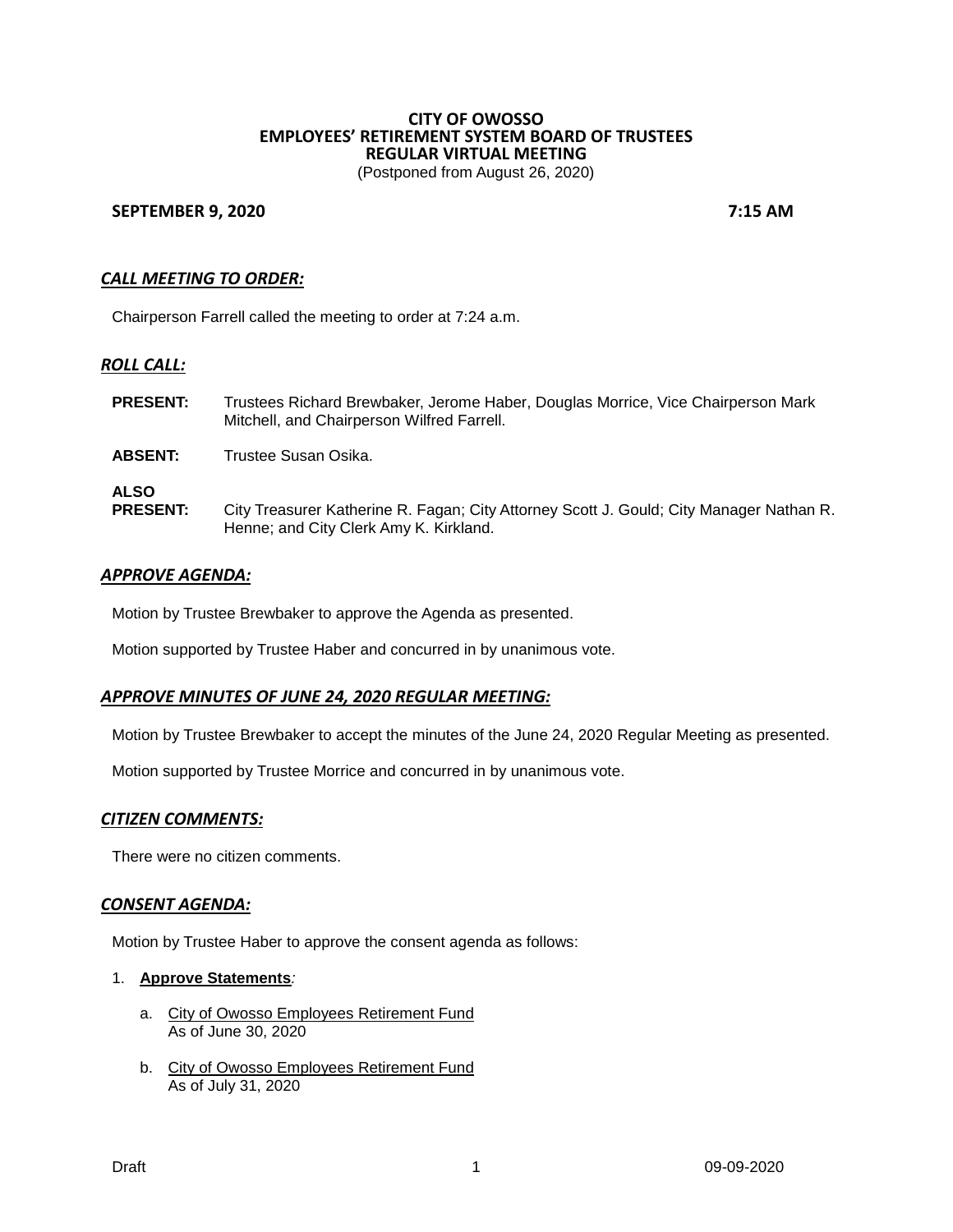# CITY OF OWOSSO
## EMPLOYEES' RETIREMENT SYSTEM BOARD OF TRUSTEES
## REGULAR VIRTUAL MEETING

(Postponed from August 26, 2020)

**SEPTEMBER 9, 2020** **7:15 AM**

### *CALL MEETING TO ORDER:*

Chairperson Farrell called the meeting to order at 7:24 a.m.

### *ROLL CALL:*

**PRESENT:** Trustees Richard Brewbaker, Jerome Haber, Douglas Morrice, Vice Chairperson Mark Mitchell, and Chairperson Wilfred Farrell.

**ABSENT:** Trustee Susan Osika.

**ALSO PRESENT:** City Treasurer Katherine R. Fagan; City Attorney Scott J. Gould; City Manager Nathan R. Henne; and City Clerk Amy K. Kirkland.

### *APPROVE AGENDA:*

Motion by Trustee Brewbaker to approve the Agenda as presented.

Motion supported by Trustee Haber and concurred in by unanimous vote.

### *APPROVE MINUTES OF JUNE 24, 2020 REGULAR MEETING:*

Motion by Trustee Brewbaker to accept the minutes of the June 24, 2020 Regular Meeting as presented.

Motion supported by Trustee Morrice and concurred in by unanimous vote.

### *CITIZEN COMMENTS:*

There were no citizen comments.

### *CONSENT AGENDA:*

Motion by Trustee Haber to approve the consent agenda as follows:

1. **Approve Statements***:*
   a. City of Owosso Employees Retirement Fund
   As of June 30, 2020
   b. City of Owosso Employees Retirement Fund
   As of July 31, 2020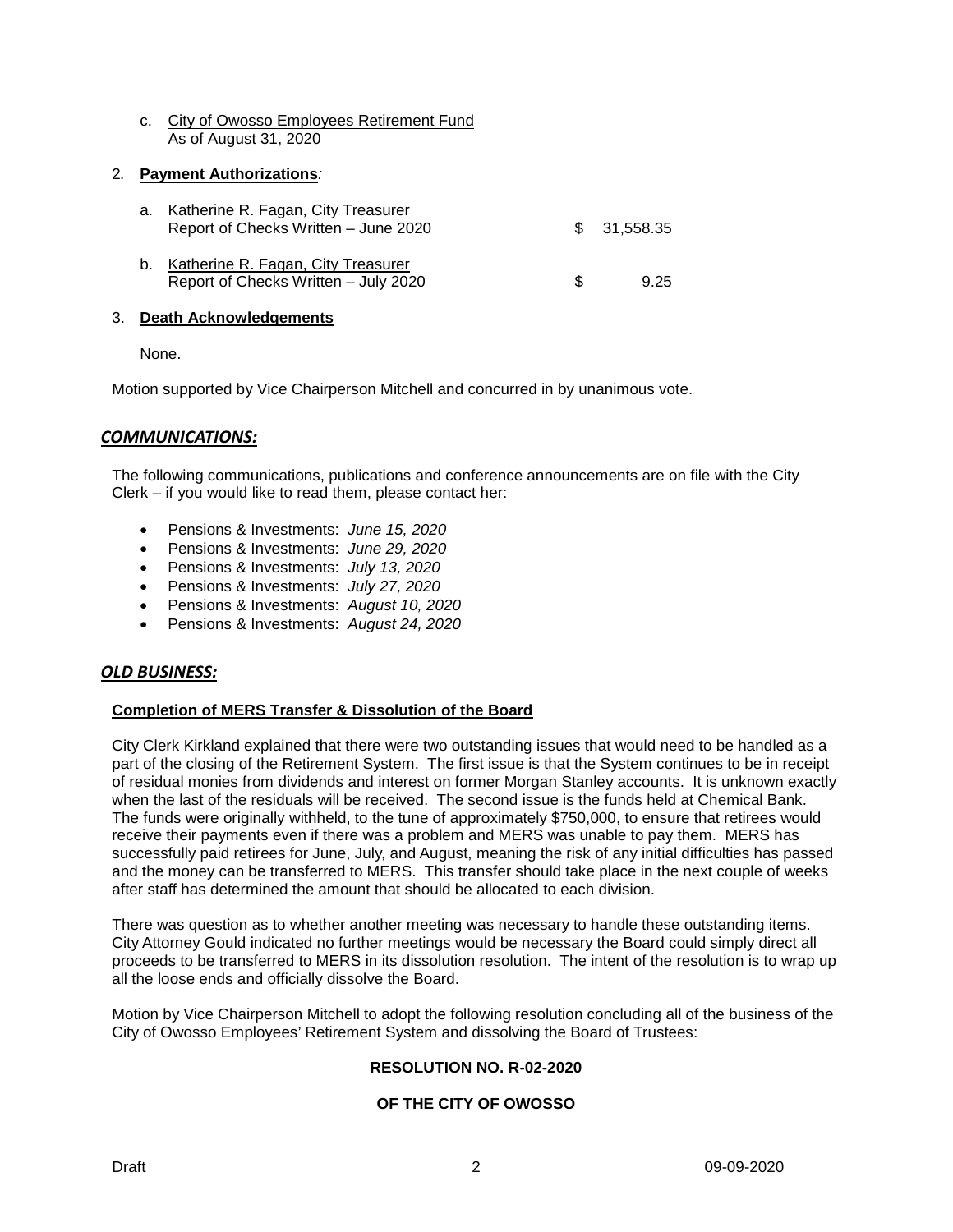c. City of Owosso Employees Retirement Fund
   As of August 31, 2020

2. **Payment Authorizations**:

a. Katherine R. Fagan, City Treasurer
   Report of Checks Written – June 2020 $ 31,558.35

b. Katherine R. Fagan, City Treasurer
   Report of Checks Written – July 2020 $ 9.25

3. **Death Acknowledgements**

None.

Motion supported by Vice Chairperson Mitchell and concurred in by unanimous vote.

## *COMMUNICATIONS:*

The following communications, publications and conference announcements are on file with the City Clerk – if you would like to read them, please contact her:

- Pensions & Investments: *June 15, 2020*
- Pensions & Investments: *June 29, 2020*
- Pensions & Investments: *July 13, 2020*
- Pensions & Investments: *July 27, 2020*
- Pensions & Investments: *August 10, 2020*
- Pensions & Investments: *August 24, 2020*

## *OLD BUSINESS:*

**Completion of MERS Transfer & Dissolution of the Board**

City Clerk Kirkland explained that there were two outstanding issues that would need to be handled as a part of the closing of the Retirement System. The first issue is that the System continues to be in receipt of residual monies from dividends and interest on former Morgan Stanley accounts. It is unknown exactly when the last of the residuals will be received. The second issue is the funds held at Chemical Bank. The funds were originally withheld, to the tune of approximately $750,000, to ensure that retirees would receive their payments even if there was a problem and MERS was unable to pay them. MERS has successfully paid retirees for June, July, and August, meaning the risk of any initial difficulties has passed and the money can be transferred to MERS. This transfer should take place in the next couple of weeks after staff has determined the amount that should be allocated to each division.

There was question as to whether another meeting was necessary to handle these outstanding items. City Attorney Gould indicated no further meetings would be necessary the Board could simply direct all proceeds to be transferred to MERS in its dissolution resolution. The intent of the resolution is to wrap up all the loose ends and officially dissolve the Board.

Motion by Vice Chairperson Mitchell to adopt the following resolution concluding all of the business of the City of Owosso Employees' Retirement System and dissolving the Board of Trustees:

**RESOLUTION NO. R-02-2020**

**OF THE CITY OF OWOSSO**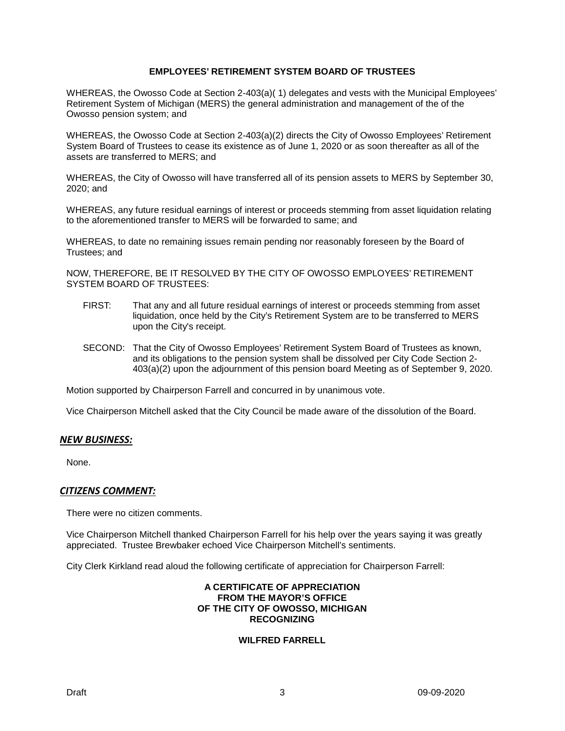**EMPLOYEES' RETIREMENT SYSTEM BOARD OF TRUSTEES**

WHEREAS, the Owosso Code at Section 2-403(a)( 1) delegates and vests with the Municipal Employees' Retirement System of Michigan (MERS) the general administration and management of the of the Owosso pension system; and

WHEREAS, the Owosso Code at Section 2-403(a)(2) directs the City of Owosso Employees' Retirement System Board of Trustees to cease its existence as of June 1, 2020 or as soon thereafter as all of the assets are transferred to MERS; and

WHEREAS, the City of Owosso will have transferred all of its pension assets to MERS by September 30, 2020; and

WHEREAS, any future residual earnings of interest or proceeds stemming from asset liquidation relating to the aforementioned transfer to MERS will be forwarded to same; and

WHEREAS, to date no remaining issues remain pending nor reasonably foreseen by the Board of Trustees; and

NOW, THEREFORE, BE IT RESOLVED BY THE CITY OF OWOSSO EMPLOYEES' RETIREMENT SYSTEM BOARD OF TRUSTEES:

FIRST: That any and all future residual earnings of interest or proceeds stemming from asset liquidation, once held by the City's Retirement System are to be transferred to MERS upon the City's receipt.

SECOND: That the City of Owosso Employees' Retirement System Board of Trustees as known, and its obligations to the pension system shall be dissolved per City Code Section 2-403(a)(2) upon the adjournment of this pension board Meeting as of September 9, 2020.

Motion supported by Chairperson Farrell and concurred in by unanimous vote.

Vice Chairperson Mitchell asked that the City Council be made aware of the dissolution of the Board.

## ***NEW BUSINESS:***

None.

## ***CITIZENS COMMENT:***

There were no citizen comments.

Vice Chairperson Mitchell thanked Chairperson Farrell for his help over the years saying it was greatly appreciated. Trustee Brewbaker echoed Vice Chairperson Mitchell's sentiments.

City Clerk Kirkland read aloud the following certificate of appreciation for Chairperson Farrell:

**A CERTIFICATE OF APPRECIATION**
**FROM THE MAYOR'S OFFICE**
**OF THE CITY OF OWOSSO, MICHIGAN**
**RECOGNIZING**

**WILFRED FARRELL**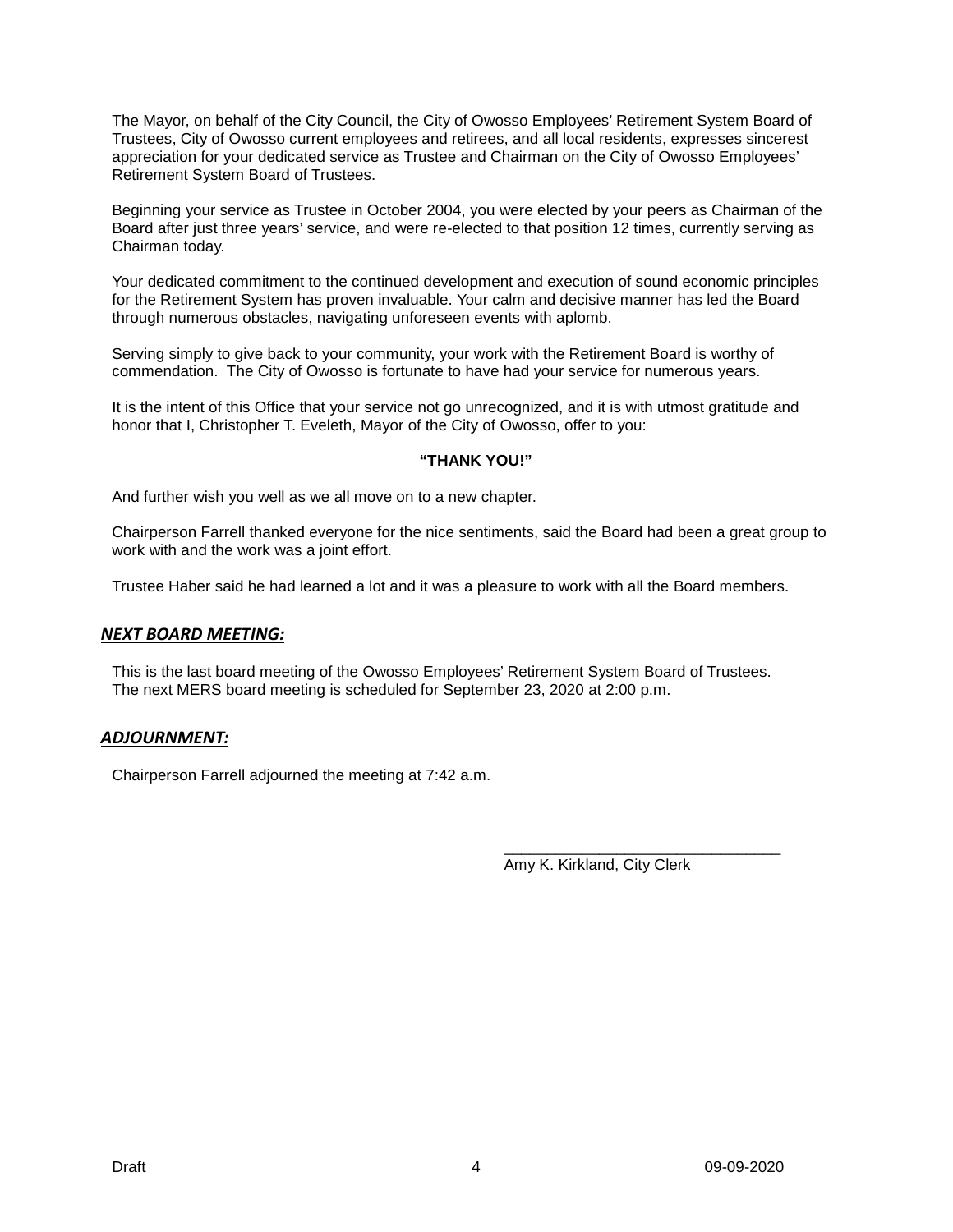The Mayor, on behalf of the City Council, the City of Owosso Employees' Retirement System Board of Trustees, City of Owosso current employees and retirees, and all local residents, expresses sincerest appreciation for your dedicated service as Trustee and Chairman on the City of Owosso Employees' Retirement System Board of Trustees.

Beginning your service as Trustee in October 2004, you were elected by your peers as Chairman of the Board after just three years' service, and were re-elected to that position 12 times, currently serving as Chairman today.

Your dedicated commitment to the continued development and execution of sound economic principles for the Retirement System has proven invaluable. Your calm and decisive manner has led the Board through numerous obstacles, navigating unforeseen events with aplomb.

Serving simply to give back to your community, your work with the Retirement Board is worthy of commendation. The City of Owosso is fortunate to have had your service for numerous years.

It is the intent of this Office that your service not go unrecognized, and it is with utmost gratitude and honor that I, Christopher T. Eveleth, Mayor of the City of Owosso, offer to you:

**"THANK YOU!"**

And further wish you well as we all move on to a new chapter.

Chairperson Farrell thanked everyone for the nice sentiments, said the Board had been a great group to work with and the work was a joint effort.

Trustee Haber said he had learned a lot and it was a pleasure to work with all the Board members.

## ***NEXT BOARD MEETING:***

This is the last board meeting of the Owosso Employees' Retirement System Board of Trustees. The next MERS board meeting is scheduled for September 23, 2020 at 2:00 p.m.

## ***ADJOURNMENT:***

Chairperson Farrell adjourned the meeting at 7:42 a.m.

\_\_\_\_\_\_\_\_\_\_\_\_\_\_\_\_\_\_\_\_\_\_\_\_\_\_\_\_\_\_\_\_\_
Amy K. Kirkland, City Clerk